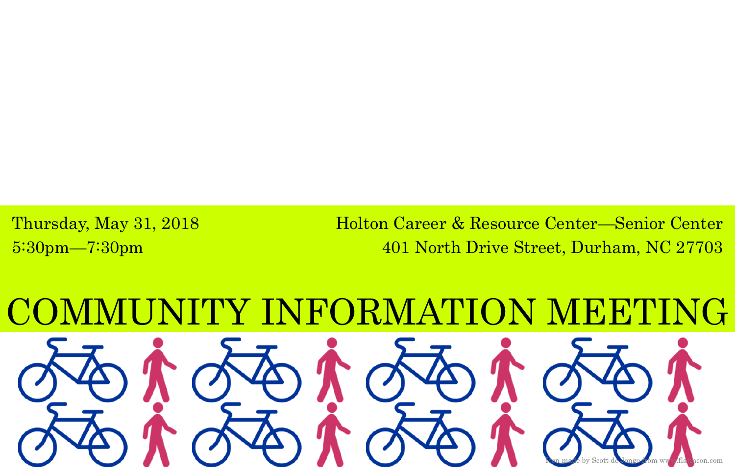Thursday, May 31, 2018

5:30pm—7:30pm

Holton Career & Resource Center—Senior Center

401 North Drive Street, Durham, NC 27703

# COMMUNITY INFORMATION MEETING

Icon made by Scott de Jonge from www.flaticon.com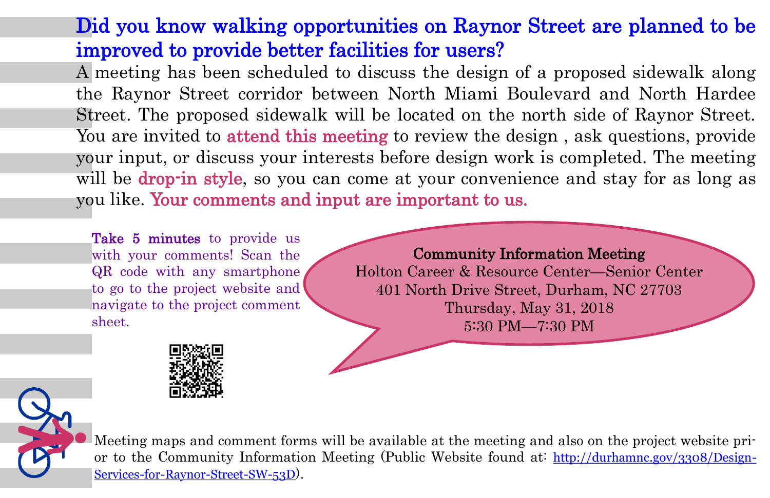## Did you know walking opportunities on Raynor Street are planned to be improved to provide better facilities for users?

A meeting has been scheduled to discuss the design of a proposed sidewalk along the Raynor Street corridor between North Miami Boulevard and North Hardee Street. The proposed sidewalk will be located on the north side of Raynor Street. You are invited to **attend this meeting** to review the design , ask questions, provide your input, or discuss your interests before design work is completed. The meeting will be **drop-in style**, so you can come at your convenience and stay for as long as you like. **Your comments and input are important to us.**

**Take 5 minutes** to provide us with your comments! Scan the QR code with any smartphone to go to the project website and navigate to the project comment sheet.

**Community Information Meeting**
Holton Career & Resource Center—Senior Center
401 North Drive Street, Durham, NC 27703
Thursday, May 31, 2018
5:30 PM—7:30 PM

Meeting maps and comment forms will be available at the meeting and also on the project website prior to the Community Information Meeting (Public Website found at: http://durhamnc.gov/3308/Design-Services-for-Raynor-Street-SW-53D).